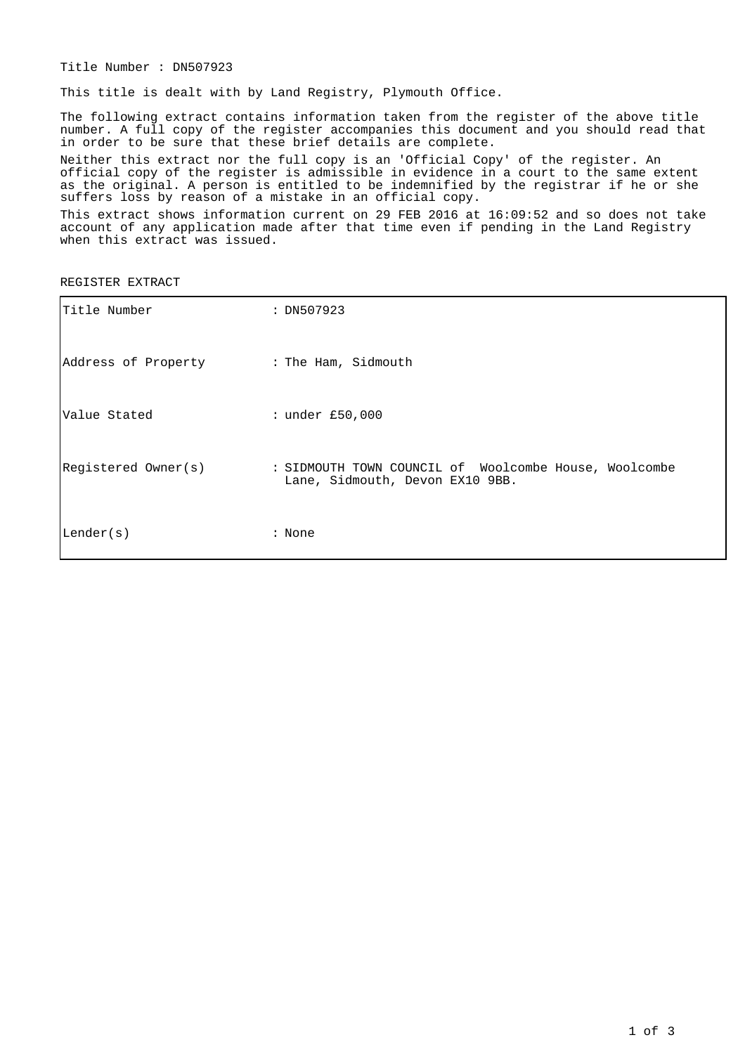Title Number : DN507923

This title is dealt with by Land Registry, Plymouth Office.

The following extract contains information taken from the register of the above title number. A full copy of the register accompanies this document and you should read that in order to be sure that these brief details are complete.

Neither this extract nor the full copy is an 'Official Copy' of the register. An official copy of the register is admissible in evidence in a court to the same extent as the original. A person is entitled to be indemnified by the registrar if he or she suffers loss by reason of a mistake in an official copy.

This extract shows information current on 29 FEB 2016 at 16:09:52 and so does not take account of any application made after that time even if pending in the Land Registry when this extract was issued.

REGISTER EXTRACT

| | |
|---|---|
| Title Number | : DN507923 |
| Address of Property | : The Ham, Sidmouth |
| Value Stated | : under £50,000 |
| Registered Owner(s) | : SIDMOUTH TOWN COUNCIL of Woolcombe House, Woolcombe Lane, Sidmouth, Devon EX10 9BB. |
| Lender(s) | : None |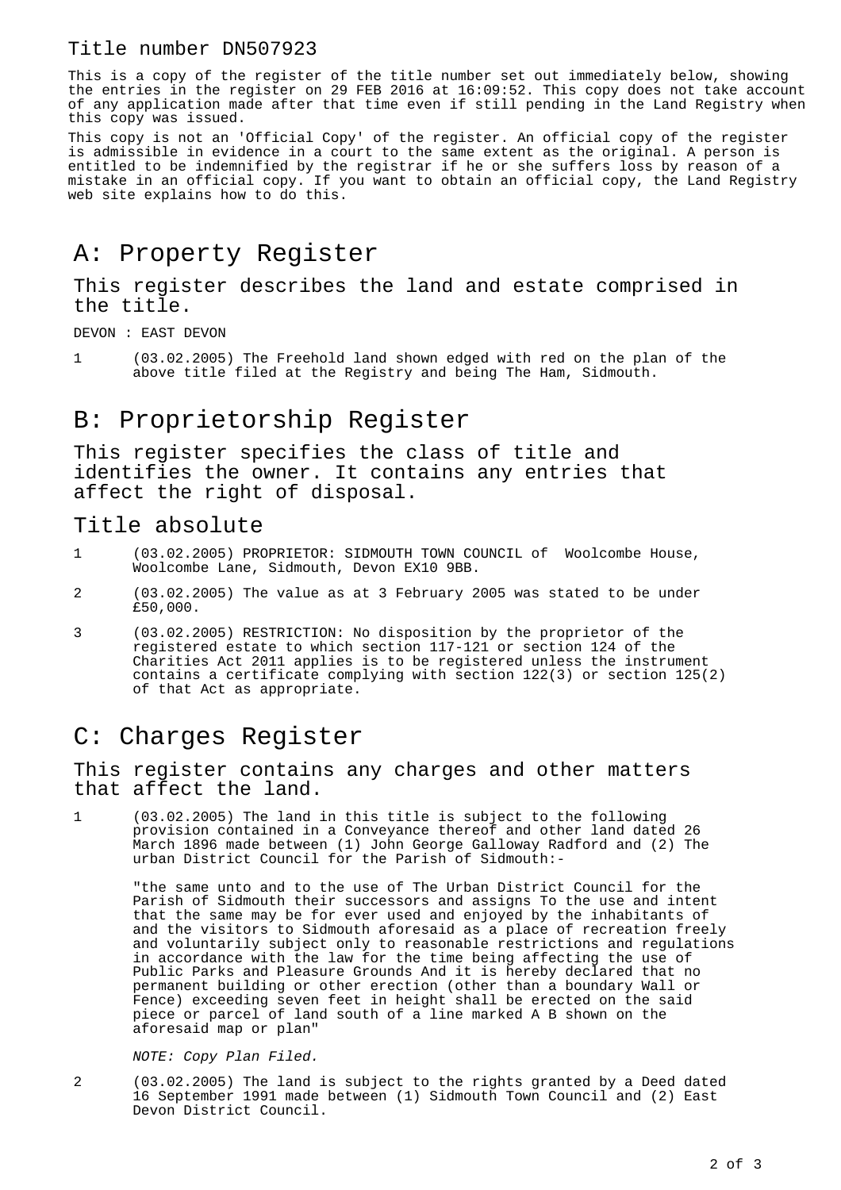Title number DN507923

This is a copy of the register of the title number set out immediately below, showing the entries in the register on 29 FEB 2016 at 16:09:52. This copy does not take account of any application made after that time even if still pending in the Land Registry when this copy was issued.

This copy is not an 'Official Copy' of the register. An official copy of the register is admissible in evidence in a court to the same extent as the original. A person is entitled to be indemnified by the registrar if he or she suffers loss by reason of a mistake in an official copy. If you want to obtain an official copy, the Land Registry web site explains how to do this.

# A: Property Register

## This register describes the land and estate comprised in the title.

DEVON : EAST DEVON

1 (03.02.2005) The Freehold land shown edged with red on the plan of the above title filed at the Registry and being The Ham, Sidmouth.

# B: Proprietorship Register

## This register specifies the class of title and identifies the owner. It contains any entries that affect the right of disposal.

## Title absolute

1 (03.02.2005) PROPRIETOR: SIDMOUTH TOWN COUNCIL of Woolcombe House, Woolcombe Lane, Sidmouth, Devon EX10 9BB.

2 (03.02.2005) The value as at 3 February 2005 was stated to be under £50,000.

3 (03.02.2005) RESTRICTION: No disposition by the proprietor of the registered estate to which section 117-121 or section 124 of the Charities Act 2011 applies is to be registered unless the instrument contains a certificate complying with section 122(3) or section 125(2) of that Act as appropriate.

# C: Charges Register

## This register contains any charges and other matters that affect the land.

1 (03.02.2005) The land in this title is subject to the following provision contained in a Conveyance thereof and other land dated 26 March 1896 made between (1) John George Galloway Radford and (2) The urban District Council for the Parish of Sidmouth:-

"the same unto and to the use of The Urban District Council for the Parish of Sidmouth their successors and assigns To the use and intent that the same may be for ever used and enjoyed by the inhabitants of and the visitors to Sidmouth aforesaid as a place of recreation freely and voluntarily subject only to reasonable restrictions and regulations in accordance with the law for the time being affecting the use of Public Parks and Pleasure Grounds And it is hereby declared that no permanent building or other erection (other than a boundary Wall or Fence) exceeding seven feet in height shall be erected on the said piece or parcel of land south of a line marked A B shown on the aforesaid map or plan"

*NOTE: Copy Plan Filed.*

2 (03.02.2005) The land is subject to the rights granted by a Deed dated 16 September 1991 made between (1) Sidmouth Town Council and (2) East Devon District Council.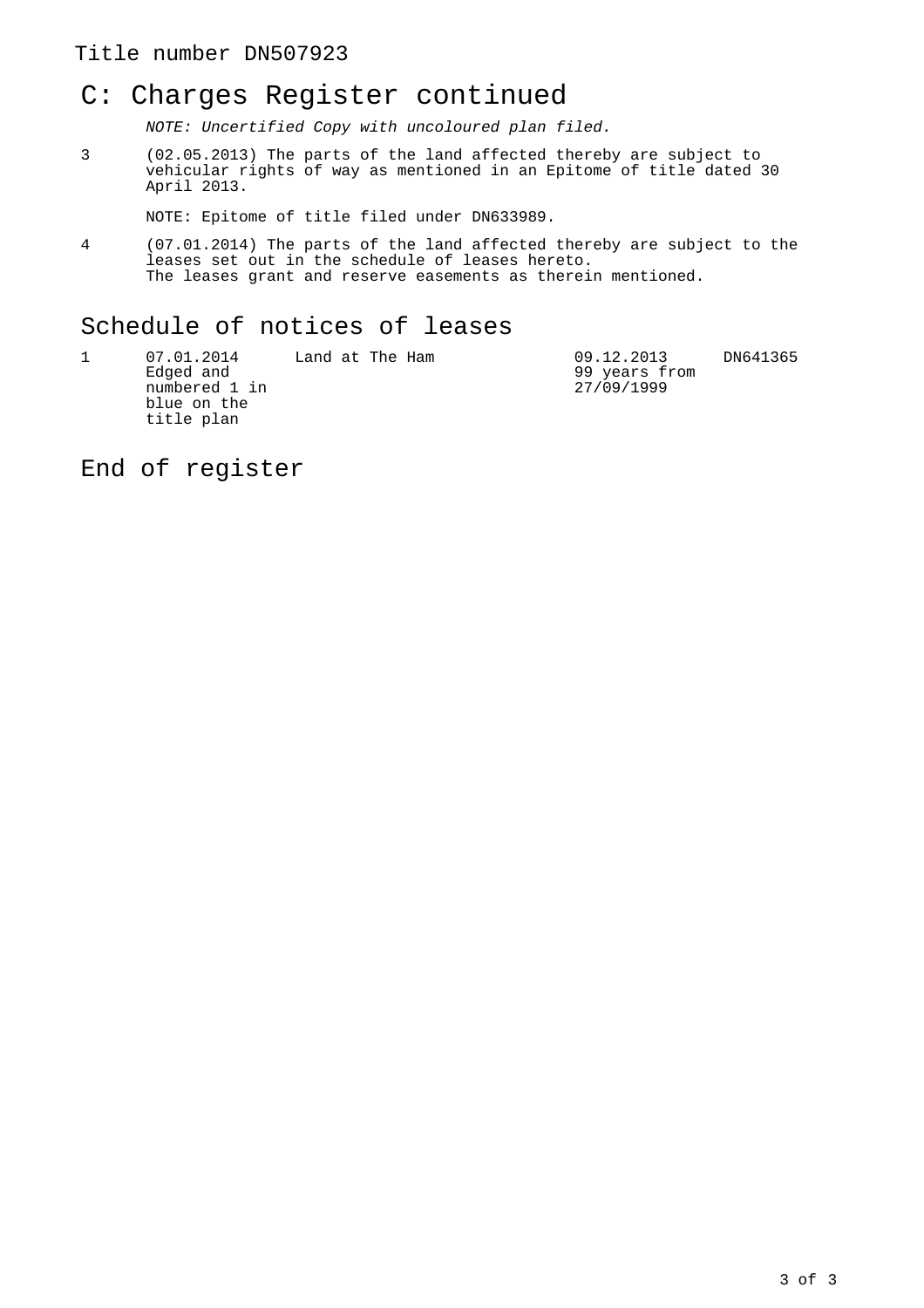Title number DN507923

## C: Charges Register continued

*NOTE: Uncertified Copy with uncoloured plan filed.*

3 (02.05.2013) The parts of the land affected thereby are subject to vehicular rights of way as mentioned in an Epitome of title dated 30 April 2013.

NOTE: Epitome of title filed under DN633989.

4 (07.01.2014) The parts of the land affected thereby are subject to the leases set out in the schedule of leases hereto.
The leases grant and reserve easements as therein mentioned.

## Schedule of notices of leases

| | | | | |
|---|---|---|---|---|
| 1 | 07.01.2014 Edged and numbered 1 in blue on the title plan | Land at The Ham | 09.12.2013 99 years from 27/09/1999 | DN641365 |

## End of register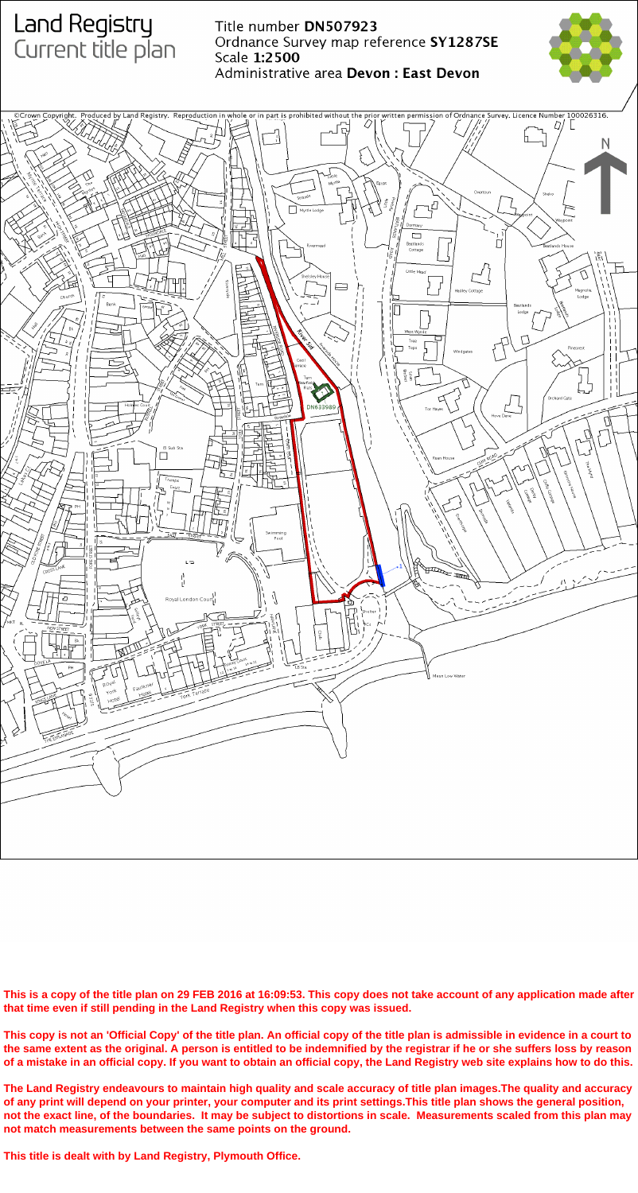# Land Registry
## Current title plan

Title number **DN507923**
Ordnance Survey map reference **SY1287SE**
Scale **1:2500**
Administrative area **Devon : East Devon**

©Crown Copyright. Produced by Land Registry. Reproduction in whole or in part is prohibited without the prior written permission of Ordnance Survey. Licence Number 100026316.

**This is a copy of the title plan on 29 FEB 2016 at 16:09:53. This copy does not take account of any application made after that time even if still pending in the Land Registry when this copy was issued.**

**This copy is not an 'Official Copy' of the title plan. An official copy of the title plan is admissible in evidence in a court to the same extent as the original. A person is entitled to be indemnified by the registrar if he or she suffers loss by reason of a mistake in an official copy. If you want to obtain an official copy, the Land Registry web site explains how to do this.**

**The Land Registry endeavours to maintain high quality and scale accuracy of title plan images.The quality and accuracy of any print will depend on your printer, your computer and its print settings.This title plan shows the general position, not the exact line, of the boundaries. It may be subject to distortions in scale. Measurements scaled from this plan may not match measurements between the same points on the ground.**

**This title is dealt with by Land Registry, Plymouth Office.**